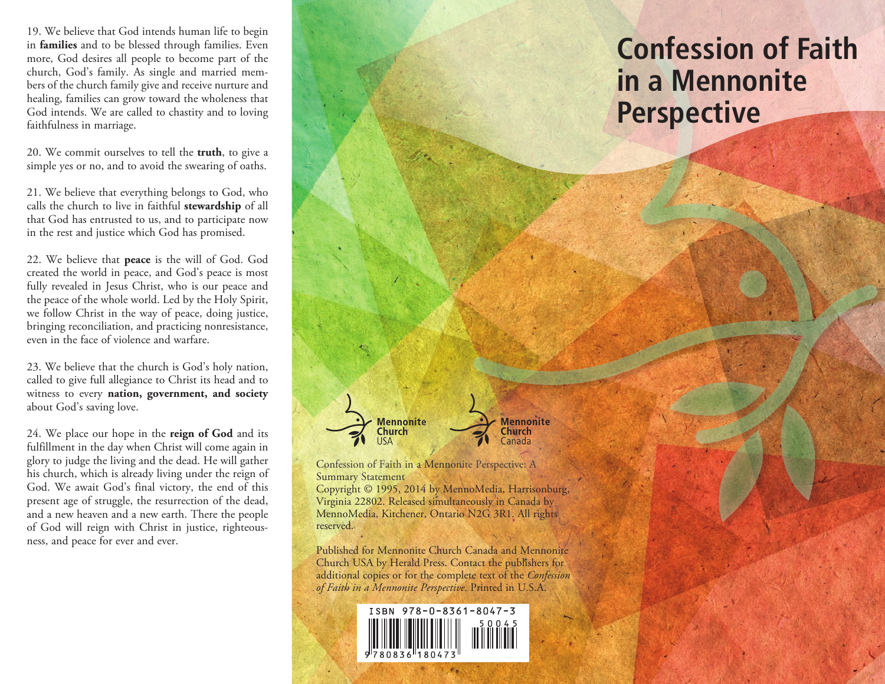19. We believe that God intends human life to begin in **families** and to be blessed through families. Even more, God desires all people to become part of the church, God's family. As single and married members of the church family give and receive nurture and healing, families can grow toward the wholeness that God intends. We are called to chastity and to loving faithfulness in marriage.

20. We commit ourselves to tell the **truth**, to give a simple yes or no, and to avoid the swearing of oaths.

21. We believe that everything belongs to God, who calls the church to live in faithful **stewardship** of all that God has entrusted to us, and to participate now in the rest and justice which God has promised.

22. We believe that **peace** is the will of God. God created the world in peace, and God's peace is most fully revealed in Jesus Christ, who is our peace and the peace of the whole world. Led by the Holy Spirit, we follow Christ in the way of peace, doing justice, bringing reconciliation, and practicing nonresistance, even in the face of violence and warfare.

23. We believe that the church is God's holy nation, called to give full allegiance to Christ its head and to witness to every **nation, government, and society** about God's saving love.

24. We place our hope in the **reign of God** and its fulfillment in the day when Christ will come again in glory to judge the living and the dead. He will gather his church, which is already living under the reign of God. We await God's final victory, the end of this present age of struggle, the resurrection of the dead, and a new heaven and a new earth. There the people of God will reign with Christ in justice, righteousness, and peace for ever and ever.

# Confession of Faith in a Mennonite Perspective

Mennonite Church USA

Mennonite Church Canada

Confession of Faith in a Mennonite Perspective: A Summary Statement
Copyright © 1995, 2014 by MennoMedia, Harrisonburg, Virginia 22802. Released simultaneously in Canada by MennoMedia, Kitchener, Ontario N2G 3R1. All rights reserved.

Published for Mennonite Church Canada and Mennonite Church USA by Herald Press. Contact the publishers for additional copies or for the complete text of the *Confession of Faith in a Mennonite Perspective*. Printed in U.S.A.

ISBN 978-0-8361-8047-3

9 780836 180473 50045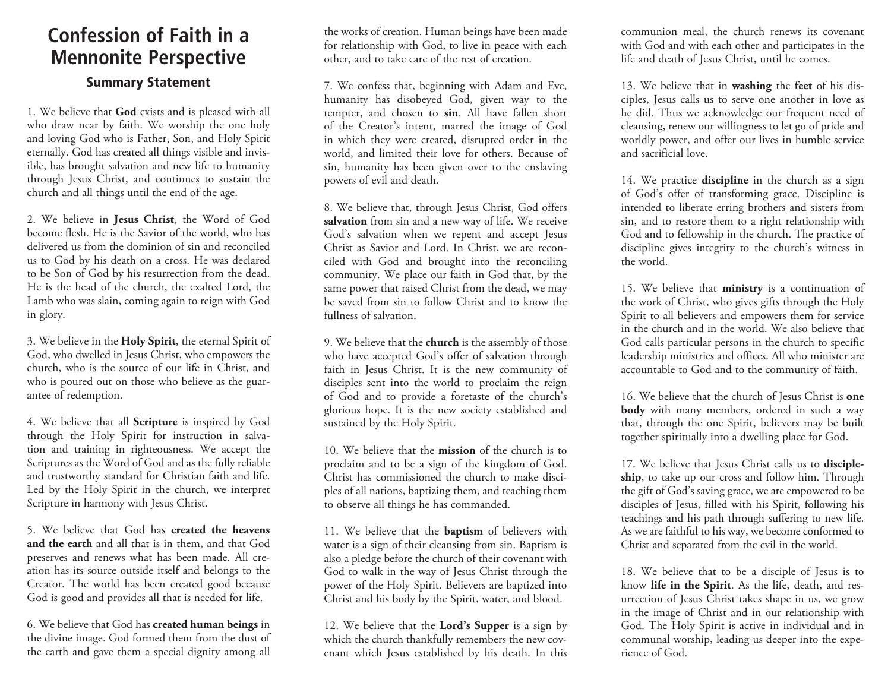# Confession of Faith in a Mennonite Perspective

## Summary Statement

1. We believe that **God** exists and is pleased with all who draw near by faith. We worship the one holy and loving God who is Father, Son, and Holy Spirit eternally. God has created all things visible and invisible, has brought salvation and new life to humanity through Jesus Christ, and continues to sustain the church and all things until the end of the age.

2. We believe in **Jesus Christ**, the Word of God become flesh. He is the Savior of the world, who has delivered us from the dominion of sin and reconciled us to God by his death on a cross. He was declared to be Son of God by his resurrection from the dead. He is the head of the church, the exalted Lord, the Lamb who was slain, coming again to reign with God in glory.

3. We believe in the **Holy Spirit**, the eternal Spirit of God, who dwelled in Jesus Christ, who empowers the church, who is the source of our life in Christ, and who is poured out on those who believe as the guarantee of redemption.

4. We believe that all **Scripture** is inspired by God through the Holy Spirit for instruction in salvation and training in righteousness. We accept the Scriptures as the Word of God and as the fully reliable and trustworthy standard for Christian faith and life. Led by the Holy Spirit in the church, we interpret Scripture in harmony with Jesus Christ.

5. We believe that God has **created the heavens and the earth** and all that is in them, and that God preserves and renews what has been made. All creation has its source outside itself and belongs to the Creator. The world has been created good because God is good and provides all that is needed for life.

6. We believe that God has **created human beings** in the divine image. God formed them from the dust of the earth and gave them a special dignity among all the works of creation. Human beings have been made for relationship with God, to live in peace with each other, and to take care of the rest of creation.

7. We confess that, beginning with Adam and Eve, humanity has disobeyed God, given way to the tempter, and chosen to **sin**. All have fallen short of the Creator's intent, marred the image of God in which they were created, disrupted order in the world, and limited their love for others. Because of sin, humanity has been given over to the enslaving powers of evil and death.

8. We believe that, through Jesus Christ, God offers **salvation** from sin and a new way of life. We receive God's salvation when we repent and accept Jesus Christ as Savior and Lord. In Christ, we are reconciled with God and brought into the reconciling community. We place our faith in God that, by the same power that raised Christ from the dead, we may be saved from sin to follow Christ and to know the fullness of salvation.

9. We believe that the **church** is the assembly of those who have accepted God's offer of salvation through faith in Jesus Christ. It is the new community of disciples sent into the world to proclaim the reign of God and to provide a foretaste of the church's glorious hope. It is the new society established and sustained by the Holy Spirit.

10. We believe that the **mission** of the church is to proclaim and to be a sign of the kingdom of God. Christ has commissioned the church to make disciples of all nations, baptizing them, and teaching them to observe all things he has commanded.

11. We believe that the **baptism** of believers with water is a sign of their cleansing from sin. Baptism is also a pledge before the church of their covenant with God to walk in the way of Jesus Christ through the power of the Holy Spirit. Believers are baptized into Christ and his body by the Spirit, water, and blood.

12. We believe that the **Lord's Supper** is a sign by which the church thankfully remembers the new covenant which Jesus established by his death. In this communion meal, the church renews its covenant with God and with each other and participates in the life and death of Jesus Christ, until he comes.

13. We believe that in **washing** the **feet** of his disciples, Jesus calls us to serve one another in love as he did. Thus we acknowledge our frequent need of cleansing, renew our willingness to let go of pride and worldly power, and offer our lives in humble service and sacrificial love.

14. We practice **discipline** in the church as a sign of God's offer of transforming grace. Discipline is intended to liberate erring brothers and sisters from sin, and to restore them to a right relationship with God and to fellowship in the church. The practice of discipline gives integrity to the church's witness in the world.

15. We believe that **ministry** is a continuation of the work of Christ, who gives gifts through the Holy Spirit to all believers and empowers them for service in the church and in the world. We also believe that God calls particular persons in the church to specific leadership ministries and offices. All who minister are accountable to God and to the community of faith.

16. We believe that the church of Jesus Christ is **one body** with many members, ordered in such a way that, through the one Spirit, believers may be built together spiritually into a dwelling place for God.

17. We believe that Jesus Christ calls us to **discipleship**, to take up our cross and follow him. Through the gift of God's saving grace, we are empowered to be disciples of Jesus, filled with his Spirit, following his teachings and his path through suffering to new life. As we are faithful to his way, we become conformed to Christ and separated from the evil in the world.

18. We believe that to be a disciple of Jesus is to know **life in the Spirit**. As the life, death, and resurrection of Jesus Christ takes shape in us, we grow in the image of Christ and in our relationship with God. The Holy Spirit is active in individual and in communal worship, leading us deeper into the experience of God.